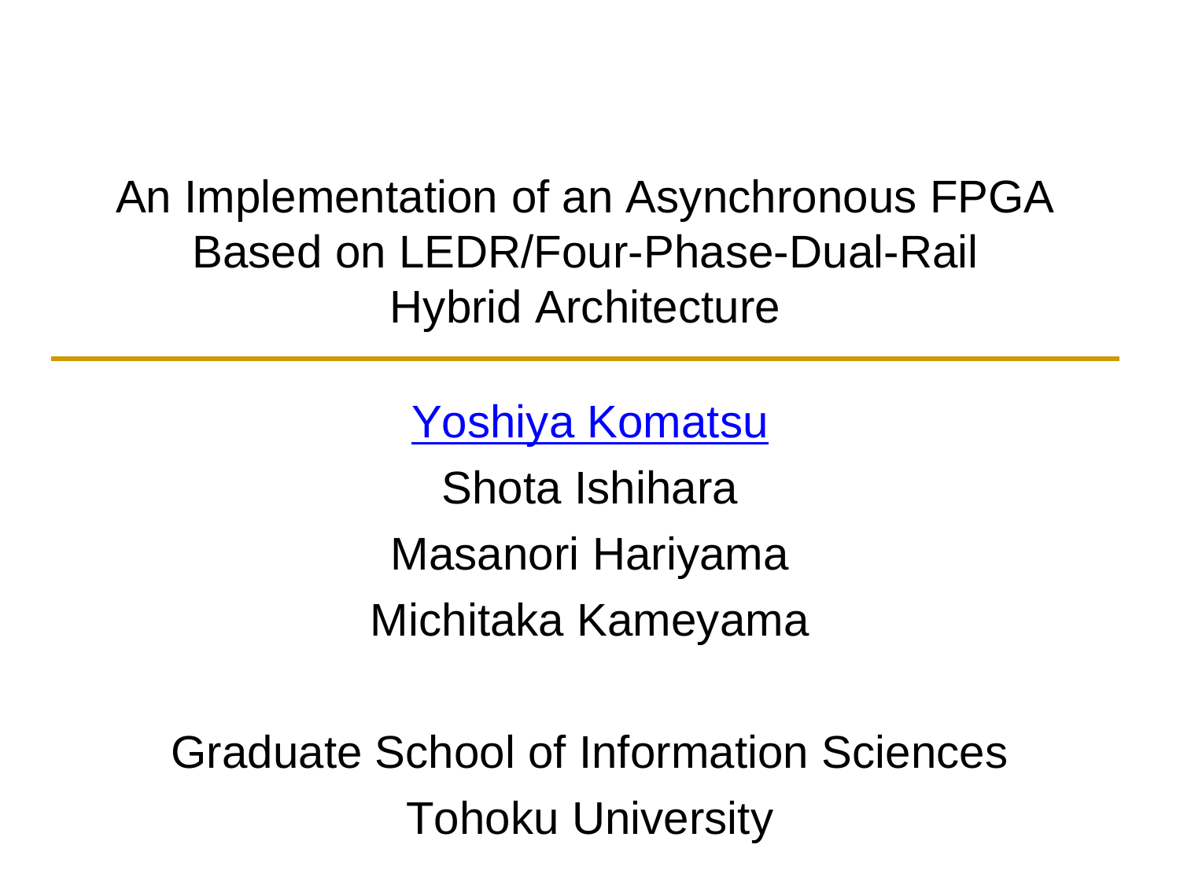# An Implementation of an Asynchronous FPGA Based on LEDR/Four-Phase-Dual-Rail Hybrid Architecture

Yoshiya Komatsu

Shota Ishihara

Masanori Hariyama

Michitaka Kameyama

Graduate School of Information Sciences

Tohoku University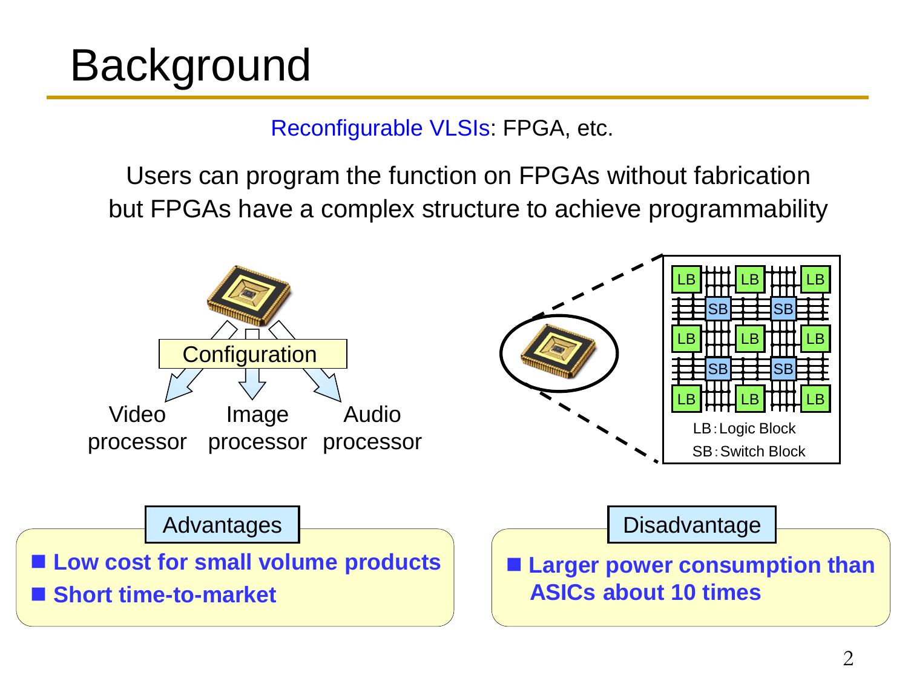# Background

Reconfigurable VLSIs: FPGA, etc.

Users can program the function on FPGAs without fabrication but FPGAs have a complex structure to achieve programmability

Configuration

Video processor | Image processor | Audio processor

LB : Logic Block

SB : Switch Block

**Advantages**

- **Low cost for small volume products**
- **Short time-to-market**

**Disadvantage**

- **Larger power consumption than ASICs about 10 times**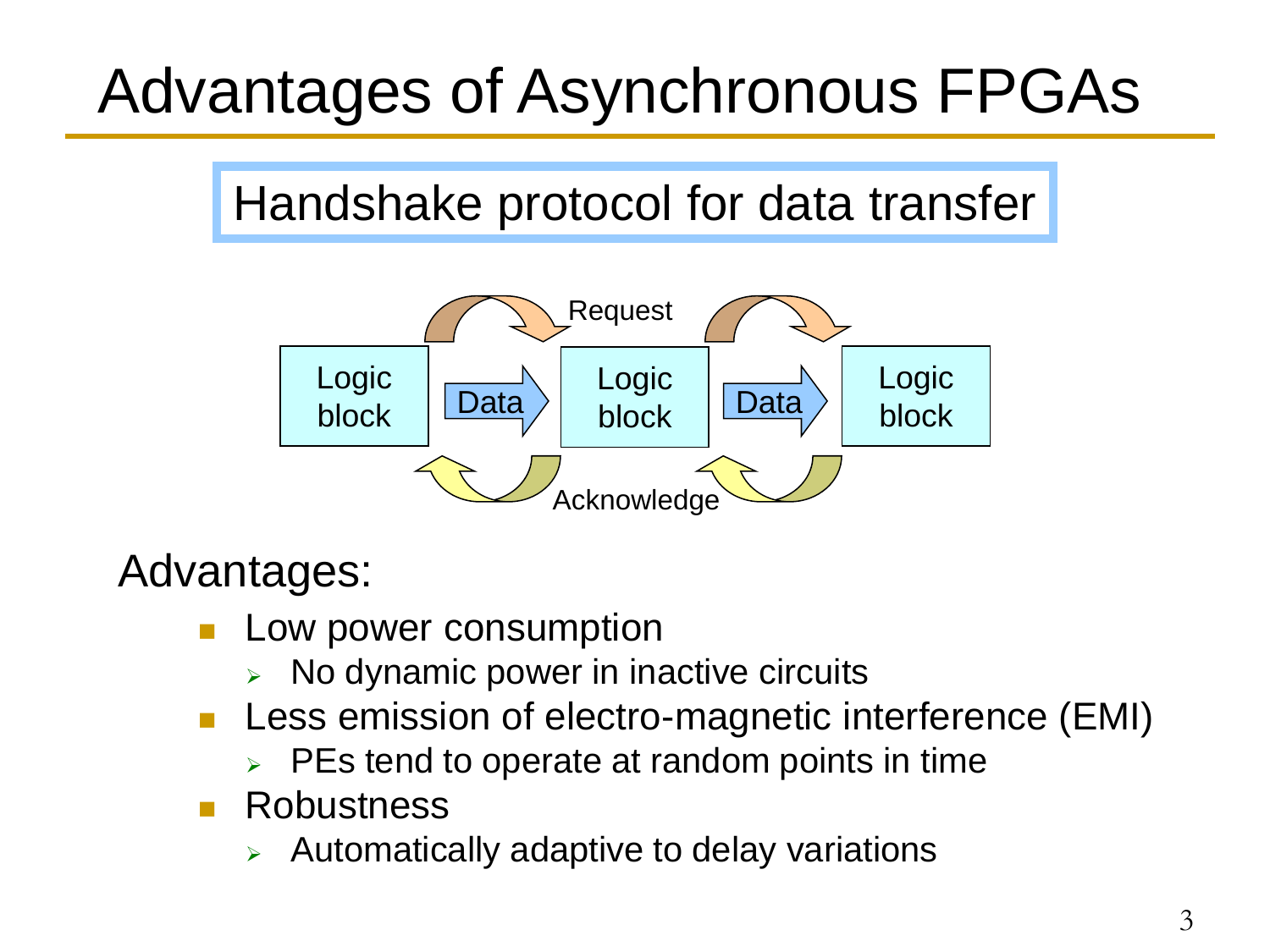# Advantages of Asynchronous FPGAs

## Handshake protocol for data transfer

Logic block → Data → Logic block → Data → Logic block

Request

Acknowledge

Advantages:

- Low power consumption
  - No dynamic power in inactive circuits
- Less emission of electro-magnetic interference (EMI)
  - PEs tend to operate at random points in time
- Robustness
  - Automatically adaptive to delay variations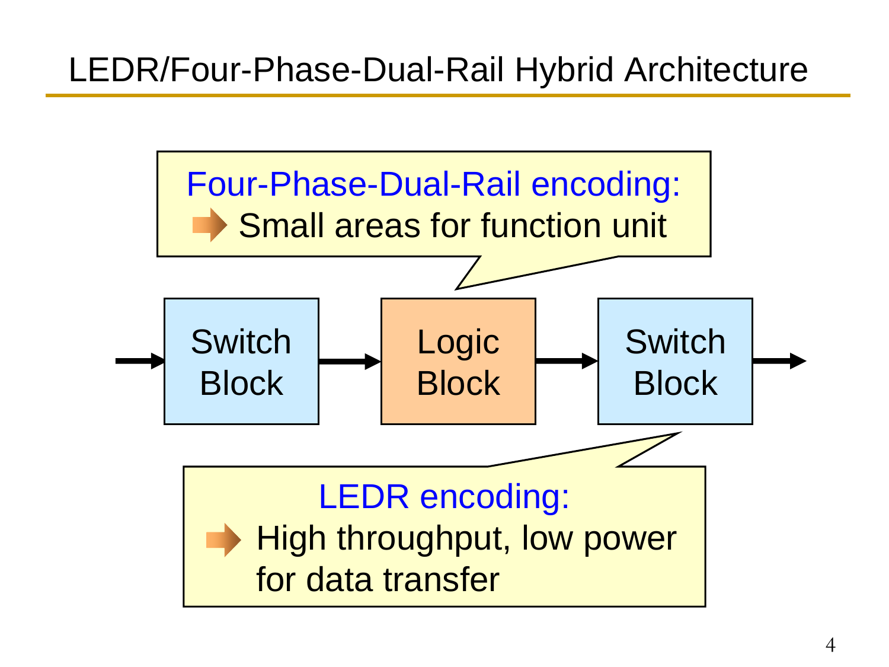# LEDR/Four-Phase-Dual-Rail Hybrid Architecture

Four-Phase-Dual-Rail encoding:
- Small areas for function unit

Switch Block → Logic Block → Switch Block

LEDR encoding:
- High throughput, low power for data transfer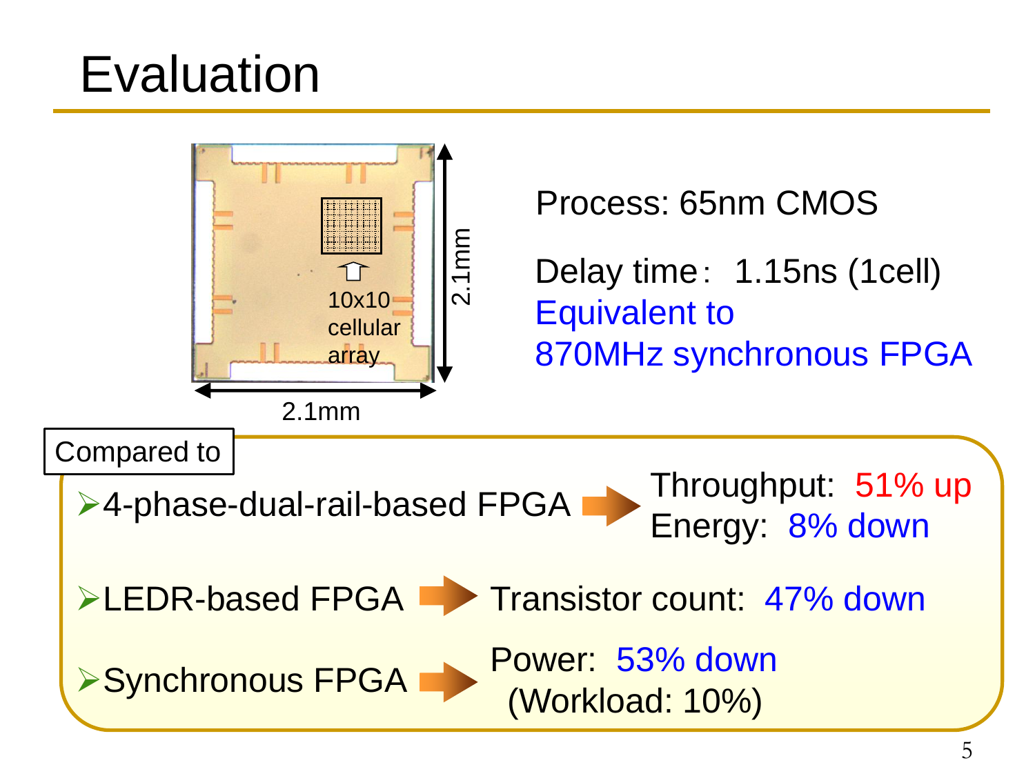# Evaluation

10x10 cellular array

2.1mm

2.1mm

Process: 65nm CMOS

Delay time：1.15ns (1cell)
Equivalent to
870MHz synchronous FPGA

Compared to

- 4-phase-dual-rail-based FPGA → Throughput: 51% up, Energy: 8% down
- LEDR-based FPGA → Transistor count: 47% down
- Synchronous FPGA → Power: 53% down (Workload: 10%)